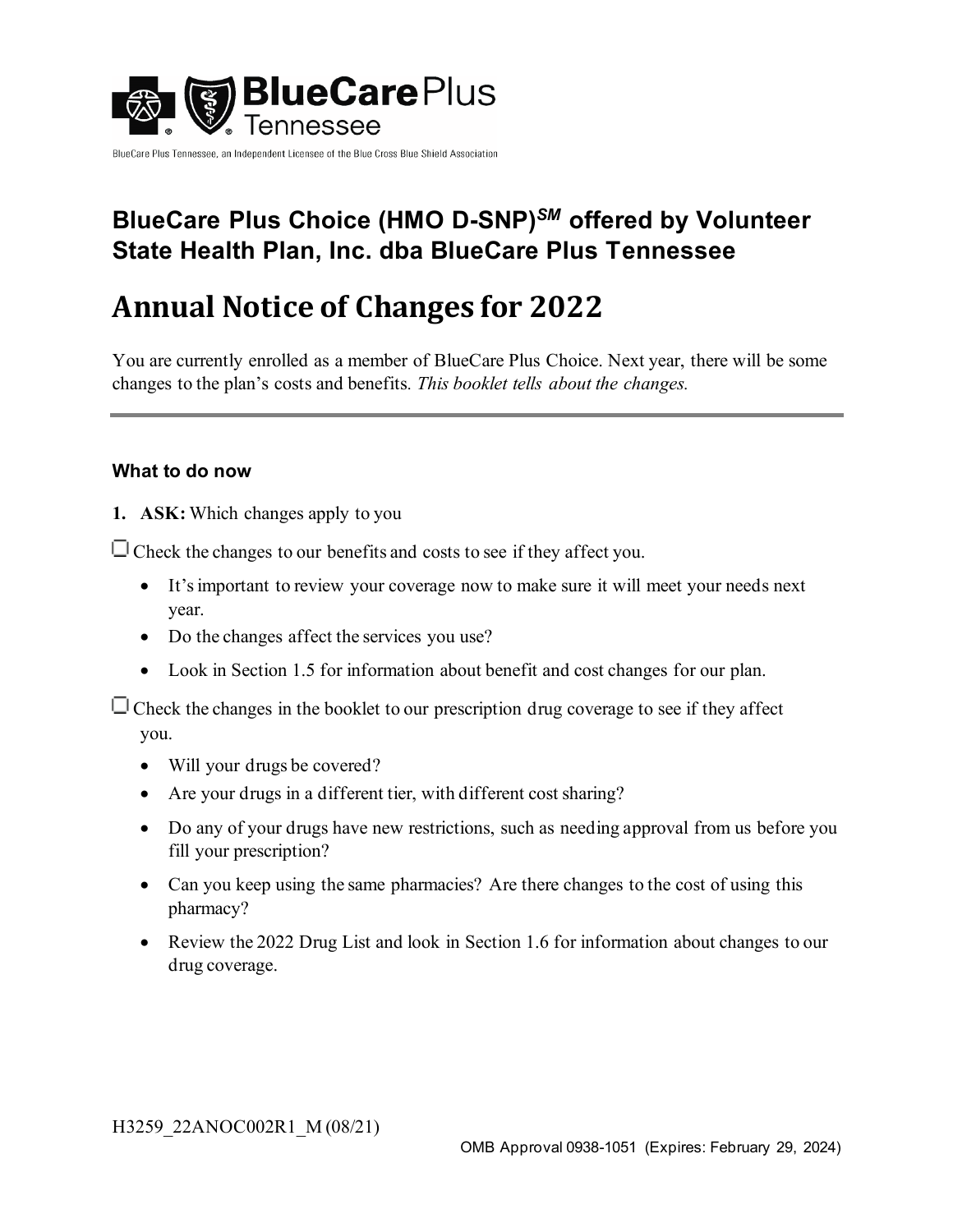BlueCare Plus Tennessee, an Independent Licensee of the Blue Cross Blue Shield Association

## BlueCare Plus Choice (HMO D-SNP)SM offered by Volunteer State Health Plan, Inc. dba BlueCare Plus Tennessee

# Annual Notice of Changes for 2022

You are currently enrolled as a member of BlueCare Plus Choice. Next year, there will be some changes to the plan's costs and benefits. *This booklet tells about the changes.*

---

### What to do now

1. **ASK:** Which changes apply to you

☐ Check the changes to our benefits and costs to see if they affect you.

- It's important to review your coverage now to make sure it will meet your needs next year.
- Do the changes affect the services you use?
- Look in Section 1.5 for information about benefit and cost changes for our plan.

☐ Check the changes in the booklet to our prescription drug coverage to see if they affect you.

- Will your drugs be covered?
- Are your drugs in a different tier, with different cost sharing?
- Do any of your drugs have new restrictions, such as needing approval from us before you fill your prescription?
- Can you keep using the same pharmacies? Are there changes to the cost of using this pharmacy?
- Review the 2022 Drug List and look in Section 1.6 for information about changes to our drug coverage.

H3259_22ANOC002R1_M (08/21)

OMB Approval 0938-1051 (Expires: February 29, 2024)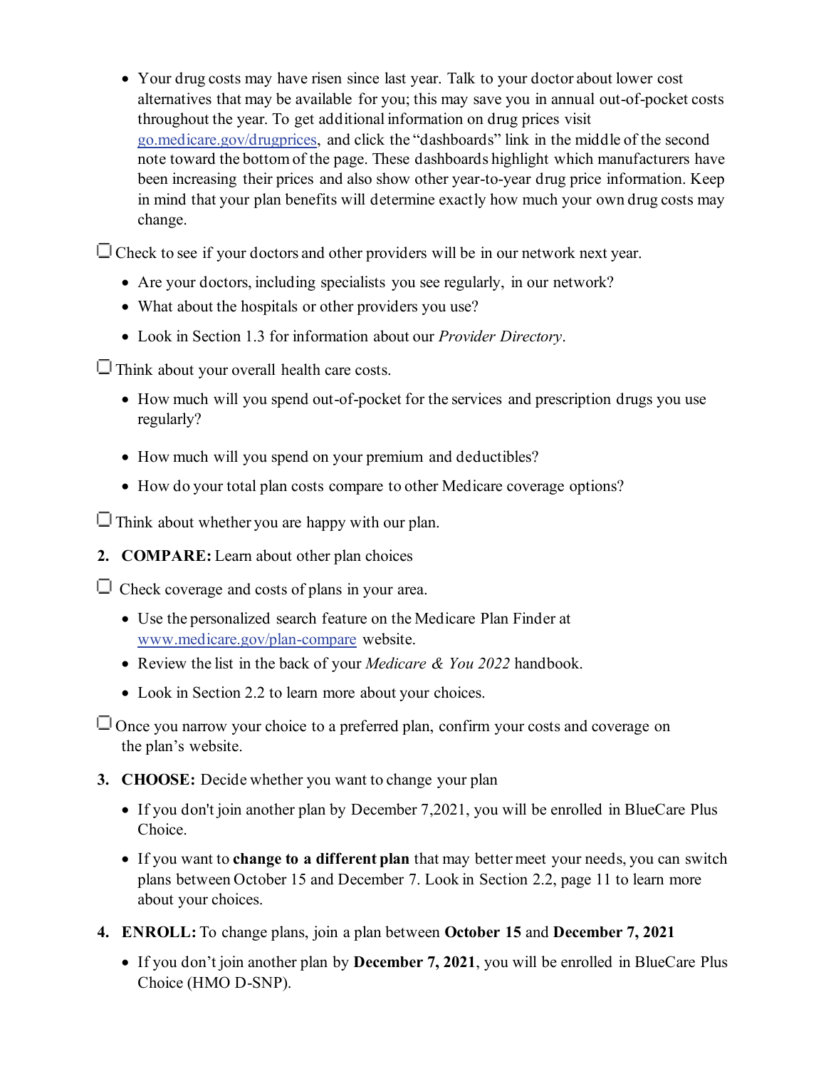- Your drug costs may have risen since last year. Talk to your doctor about lower cost alternatives that may be available for you; this may save you in annual out-of-pocket costs throughout the year. To get additional information on drug prices visit [go.medicare.gov/drugprices](go.medicare.gov/drugprices), and click the "dashboards" link in the middle of the second note toward the bottom of the page. These dashboards highlight which manufacturers have been increasing their prices and also show other year-to-year drug price information. Keep in mind that your plan benefits will determine exactly how much your own drug costs may change.

☐ Check to see if your doctors and other providers will be in our network next year.

- Are your doctors, including specialists you see regularly, in our network?
- What about the hospitals or other providers you use?
- Look in Section 1.3 for information about our *Provider Directory*.

☐ Think about your overall health care costs.

- How much will you spend out-of-pocket for the services and prescription drugs you use regularly?
- How much will you spend on your premium and deductibles?
- How do your total plan costs compare to other Medicare coverage options?

☐ Think about whether you are happy with our plan.

2. **COMPARE:** Learn about other plan choices

☐ Check coverage and costs of plans in your area.

- Use the personalized search feature on the Medicare Plan Finder at [www.medicare.gov/plan-compare](www.medicare.gov/plan-compare) website.
- Review the list in the back of your *Medicare & You 2022* handbook.
- Look in Section 2.2 to learn more about your choices.

☐ Once you narrow your choice to a preferred plan, confirm your costs and coverage on the plan's website.

3. **CHOOSE:** Decide whether you want to change your plan

- If you don't join another plan by December 7,2021, you will be enrolled in BlueCare Plus Choice.
- If you want to **change to a different plan** that may better meet your needs, you can switch plans between October 15 and December 7. Look in Section 2.2, page 11 to learn more about your choices.

4. **ENROLL:** To change plans, join a plan between **October 15** and **December 7, 2021**

- If you don't join another plan by **December 7, 2021**, you will be enrolled in BlueCare Plus Choice (HMO D-SNP).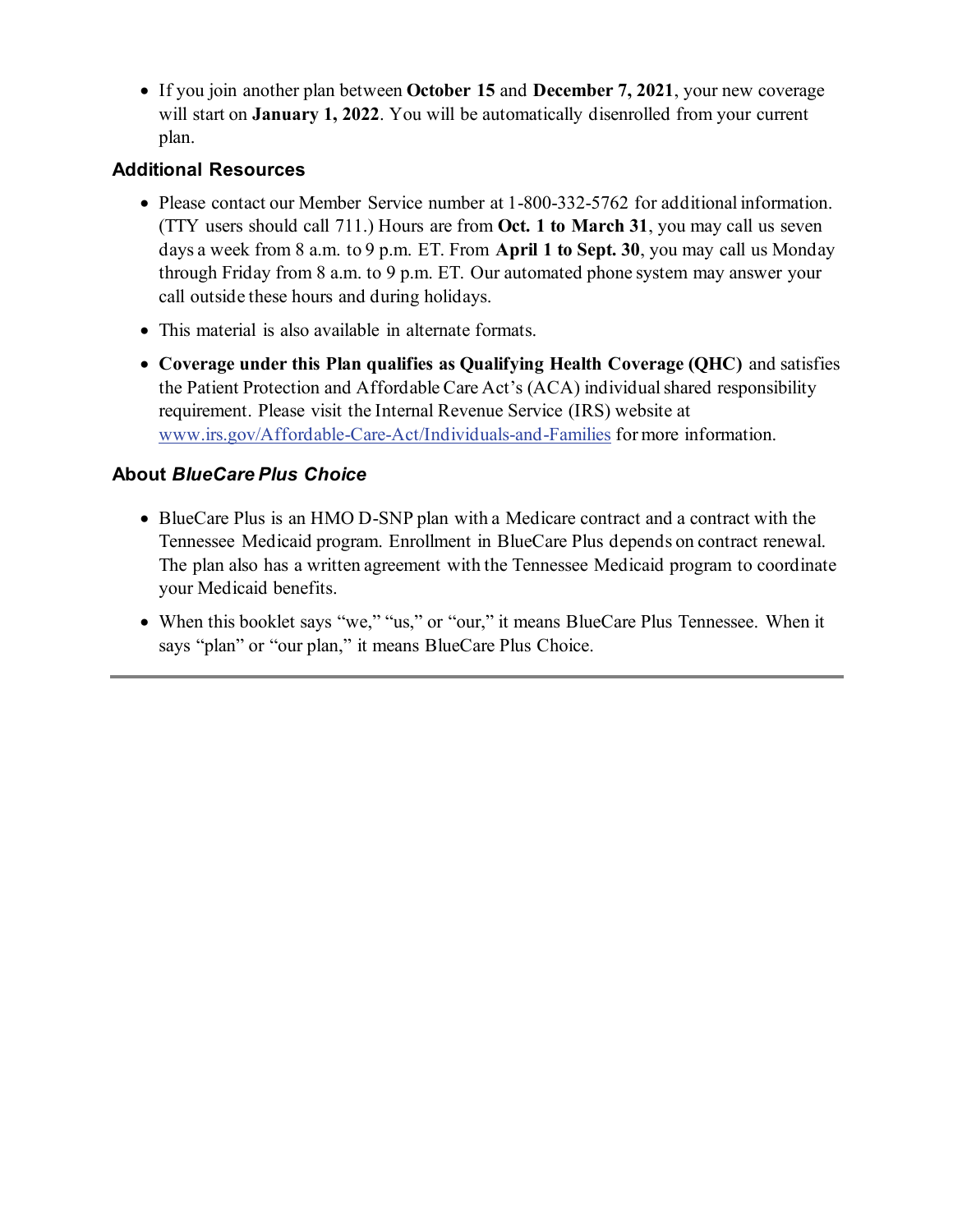- If you join another plan between **October 15** and **December 7, 2021**, your new coverage will start on **January 1, 2022**. You will be automatically disenrolled from your current plan.

### Additional Resources

- Please contact our Member Service number at 1-800-332-5762 for additional information. (TTY users should call 711.) Hours are from **Oct. 1 to March 31**, you may call us seven days a week from 8 a.m. to 9 p.m. ET. From **April 1 to Sept. 30**, you may call us Monday through Friday from 8 a.m. to 9 p.m. ET. Our automated phone system may answer your call outside these hours and during holidays.
- This material is also available in alternate formats.
- **Coverage under this Plan qualifies as Qualifying Health Coverage (QHC)** and satisfies the Patient Protection and Affordable Care Act's (ACA) individual shared responsibility requirement. Please visit the Internal Revenue Service (IRS) website at [www.irs.gov/Affordable-Care-Act/Individuals-and-Families](www.irs.gov/Affordable-Care-Act/Individuals-and-Families) for more information.

### About *BlueCare Plus Choice*

- BlueCare Plus is an HMO D-SNP plan with a Medicare contract and a contract with the Tennessee Medicaid program. Enrollment in BlueCare Plus depends on contract renewal. The plan also has a written agreement with the Tennessee Medicaid program to coordinate your Medicaid benefits.
- When this booklet says "we," "us," or "our," it means BlueCare Plus Tennessee. When it says "plan" or "our plan," it means BlueCare Plus Choice.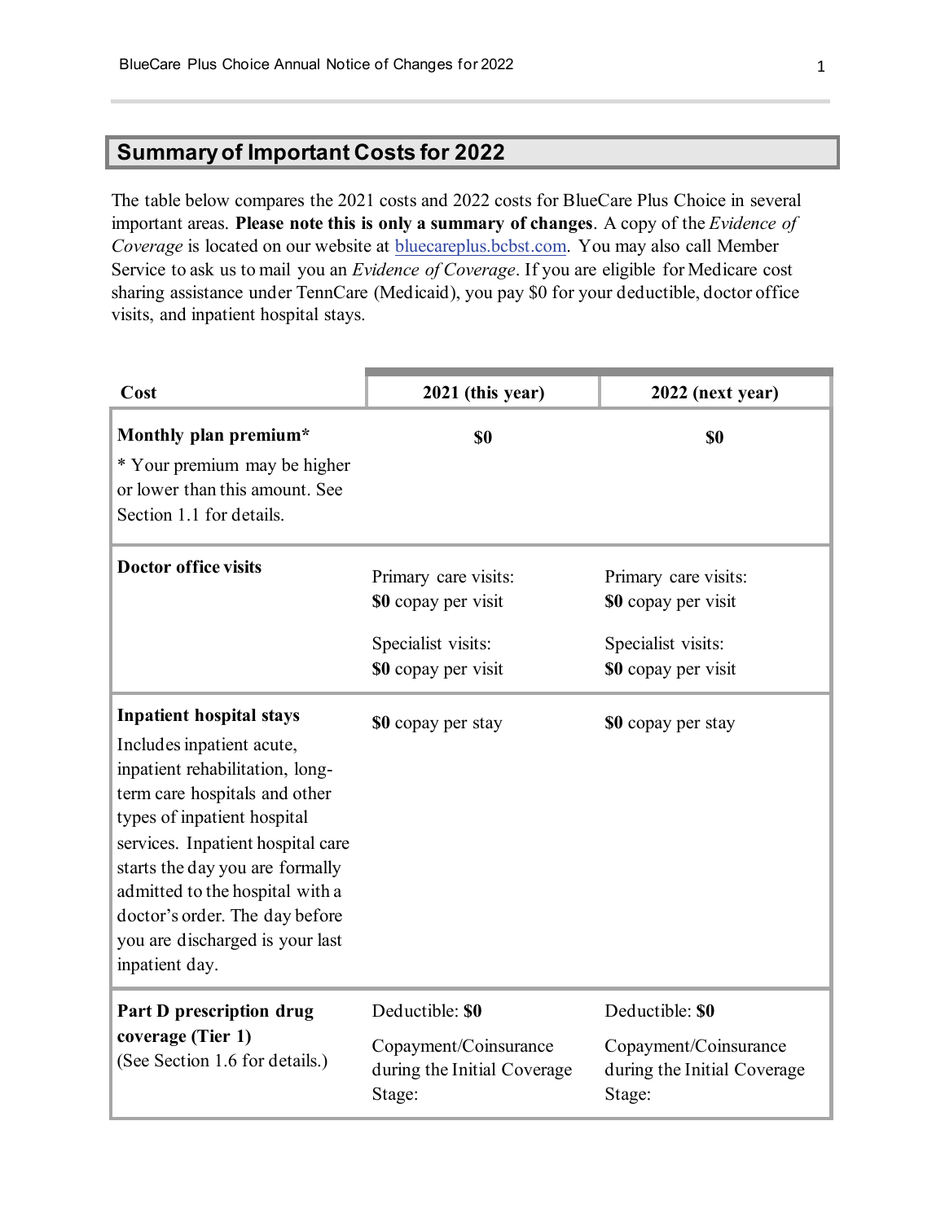## Summary of Important Costs for 2022

The table below compares the 2021 costs and 2022 costs for BlueCare Plus Choice in several important areas. **Please note this is only a summary of changes**. A copy of the *Evidence of Coverage* is located on our website at bluecareplus.bcbst.com. You may also call Member Service to ask us to mail you an *Evidence of Coverage*. If you are eligible for Medicare cost sharing assistance under TennCare (Medicaid), you pay $0 for your deductible, doctor office visits, and inpatient hospital stays.

| Cost | 2021 (this year) | 2022 (next year) |
|---|---|---|
| **Monthly plan premium*** <br> * Your premium may be higher or lower than this amount. See Section 1.1 for details. | **$0** | **$0** |
| **Doctor office visits** | Primary care visits: **$0** copay per visit <br><br> Specialist visits: **$0** copay per visit | Primary care visits: **$0** copay per visit <br><br> Specialist visits: **$0** copay per visit |
| **Inpatient hospital stays** <br> Includes inpatient acute, inpatient rehabilitation, long-term care hospitals and other types of inpatient hospital services. Inpatient hospital care starts the day you are formally admitted to the hospital with a doctor's order. The day before you are discharged is your last inpatient day. | **$0** copay per stay | **$0** copay per stay |
| **Part D prescription drug coverage (Tier 1)** <br> (See Section 1.6 for details.) | Deductible: **$0** <br><br> Copayment/Coinsurance during the Initial Coverage Stage: | Deductible: **$0** <br><br> Copayment/Coinsurance during the Initial Coverage Stage: |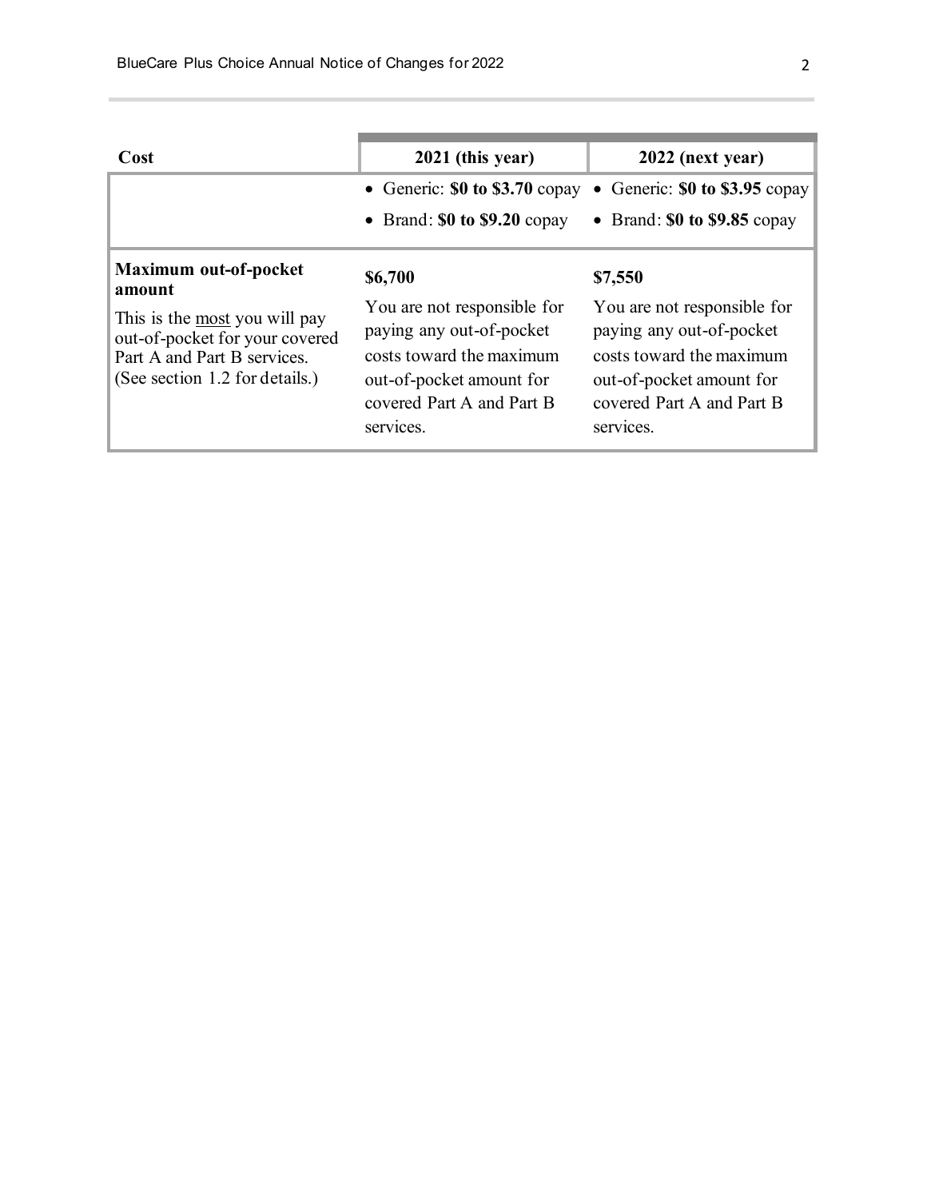| Cost | 2021 (this year) | 2022 (next year) |
| --- | --- | --- |
| | • Generic: **$0 to $3.70** copay<br>• Brand: **$0 to $9.20** copay | • Generic: **$0 to $3.95** copay<br>• Brand: **$0 to $9.85** copay |
| **Maximum out-of-pocket amount**<br>This is the most you will pay out-of-pocket for your covered Part A and Part B services. (See section 1.2 for details.) | **$6,700**<br>You are not responsible for paying any out-of-pocket costs toward the maximum out-of-pocket amount for covered Part A and Part B services. | **$7,550**<br>You are not responsible for paying any out-of-pocket costs toward the maximum out-of-pocket amount for covered Part A and Part B services. |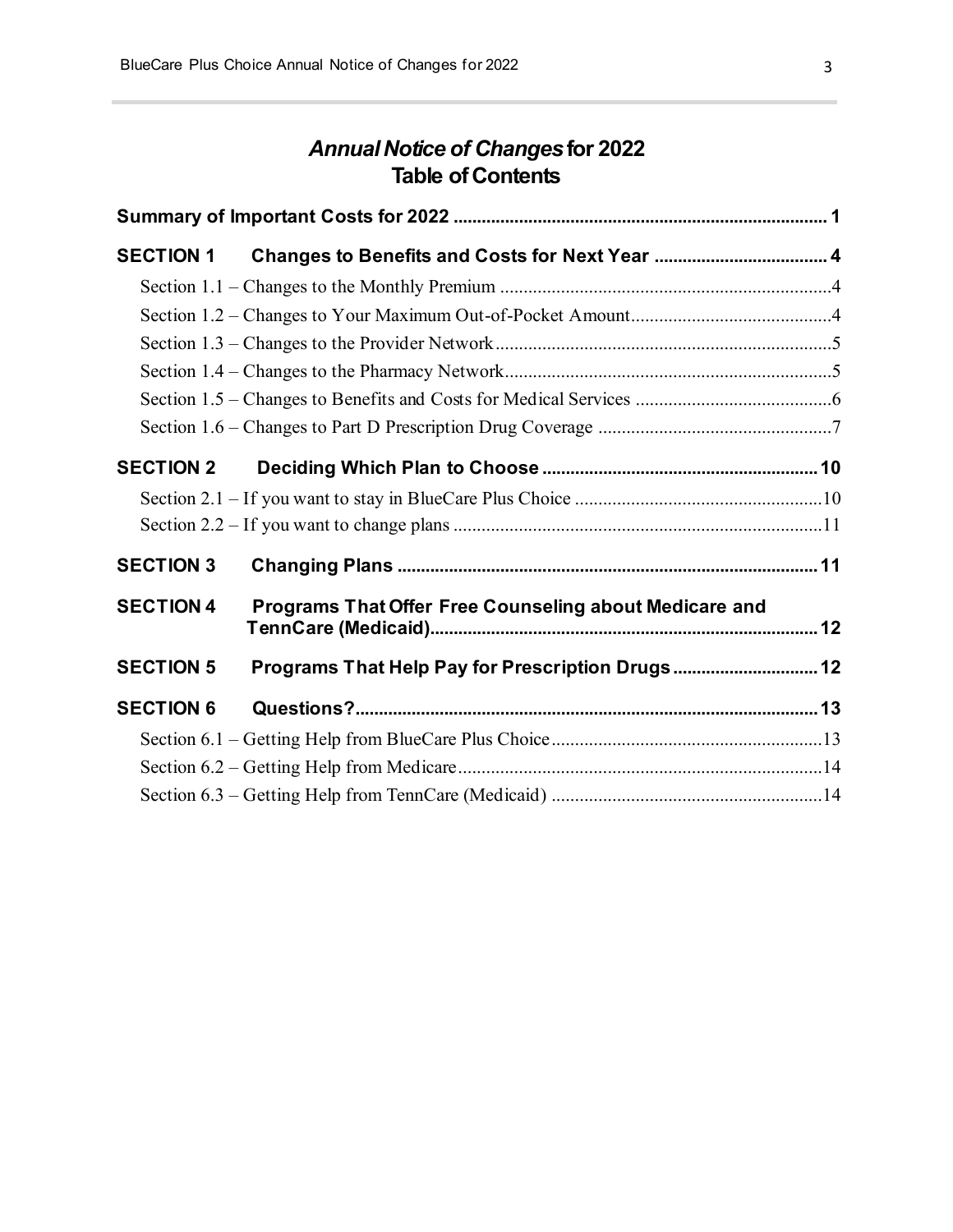# *Annual Notice of Changes* for 2022
# Table of Contents

**Summary of Important Costs for 2022 .............................................................................. 1**

**SECTION 1 Changes to Benefits and Costs for Next Year ..................................... 4**

Section 1.1 – Changes to the Monthly Premium ......................................................................4

Section 1.2 – Changes to Your Maximum Out-of-Pocket Amount...........................................4

Section 1.3 – Changes to the Provider Network........................................................................5

Section 1.4 – Changes to the Pharmacy Network......................................................................5

Section 1.5 – Changes to Benefits and Costs for Medical Services ..........................................6

Section 1.6 – Changes to Part D Prescription Drug Coverage ..................................................7

**SECTION 2 Deciding Which Plan to Choose .......................................................... 10**

Section 2.1 – If you want to stay in BlueCare Plus Choice .....................................................10

Section 2.2 – If you want to change plans ..............................................................................11

**SECTION 3 Changing Plans ......................................................................................... 11**

**SECTION 4 Programs That Offer Free Counseling about Medicare and TennCare (Medicaid)................................................................................... 12**

**SECTION 5 Programs That Help Pay for Prescription Drugs ............................... 12**

**SECTION 6 Questions?.................................................................................................. 13**

Section 6.1 – Getting Help from BlueCare Plus Choice..........................................................13

Section 6.2 – Getting Help from Medicare..............................................................................14

Section 6.3 – Getting Help from TennCare (Medicaid) ..........................................................14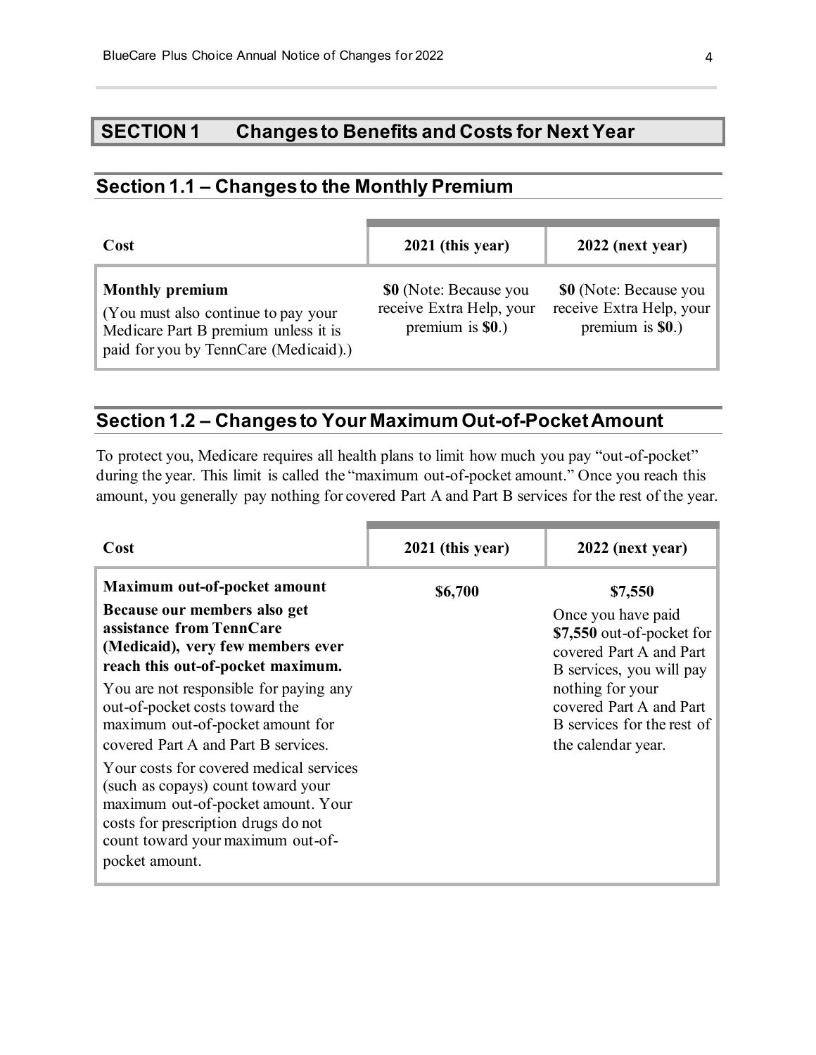## SECTION 1 Changes to Benefits and Costs for Next Year

### Section 1.1 – Changes to the Monthly Premium

| Cost | 2021 (this year) | 2022 (next year) |
|---|---|---|
| **Monthly premium**<br>(You must also continue to pay your Medicare Part B premium unless it is paid for you by TennCare (Medicaid).) | **$0** (Note: Because you receive Extra Help, your premium is **$0**.) | **$0** (Note: Because you receive Extra Help, your premium is **$0**.) |

### Section 1.2 – Changes to Your Maximum Out-of-Pocket Amount

To protect you, Medicare requires all health plans to limit how much you pay "out-of-pocket" during the year. This limit is called the "maximum out-of-pocket amount." Once you reach this amount, you generally pay nothing for covered Part A and Part B services for the rest of the year.

| Cost | 2021 (this year) | 2022 (next year) |
|---|---|---|
| **Maximum out-of-pocket amount**<br>**Because our members also get assistance from TennCare (Medicaid), very few members ever reach this out-of-pocket maximum.**<br>You are not responsible for paying any out-of-pocket costs toward the maximum out-of-pocket amount for covered Part A and Part B services.<br>Your costs for covered medical services (such as copays) count toward your maximum out-of-pocket amount. Your costs for prescription drugs do not count toward your maximum out-of-pocket amount. | **$6,700** | **$7,550**<br>Once you have paid **$7,550** out-of-pocket for covered Part A and Part B services, you will pay nothing for your covered Part A and Part B services for the rest of the calendar year. |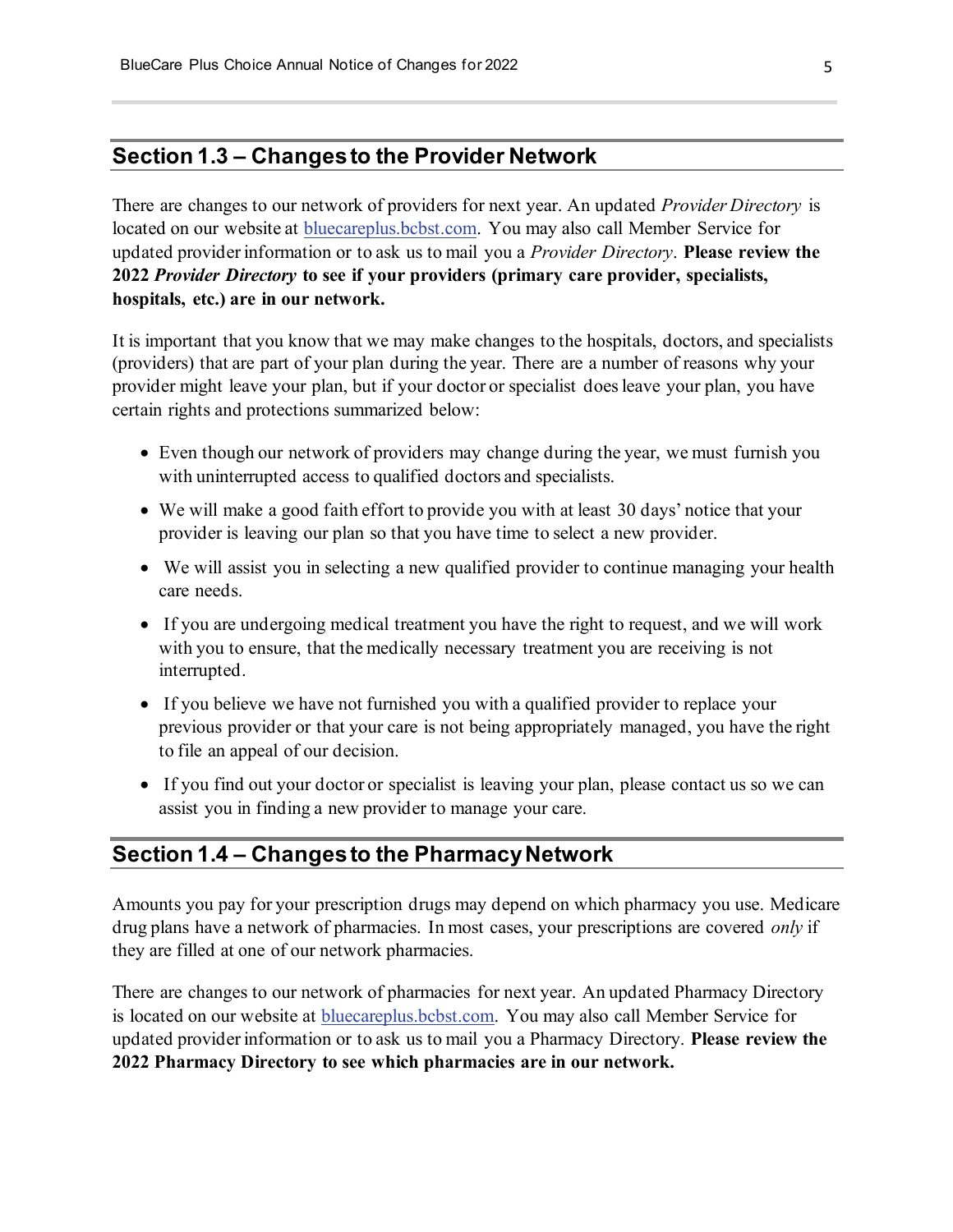## Section 1.3 – Changes to the Provider Network

There are changes to our network of providers for next year. An updated *Provider Directory* is located on our website at bluecareplus.bcbst.com. You may also call Member Service for updated provider information or to ask us to mail you a *Provider Directory*. **Please review the 2022 *Provider Directory* to see if your providers (primary care provider, specialists, hospitals, etc.) are in our network.**

It is important that you know that we may make changes to the hospitals, doctors, and specialists (providers) that are part of your plan during the year. There are a number of reasons why your provider might leave your plan, but if your doctor or specialist does leave your plan, you have certain rights and protections summarized below:

- Even though our network of providers may change during the year, we must furnish you with uninterrupted access to qualified doctors and specialists.
- We will make a good faith effort to provide you with at least 30 days' notice that your provider is leaving our plan so that you have time to select a new provider.
- We will assist you in selecting a new qualified provider to continue managing your health care needs.
- If you are undergoing medical treatment you have the right to request, and we will work with you to ensure, that the medically necessary treatment you are receiving is not interrupted.
- If you believe we have not furnished you with a qualified provider to replace your previous provider or that your care is not being appropriately managed, you have the right to file an appeal of our decision.
- If you find out your doctor or specialist is leaving your plan, please contact us so we can assist you in finding a new provider to manage your care.

## Section 1.4 – Changes to the Pharmacy Network

Amounts you pay for your prescription drugs may depend on which pharmacy you use. Medicare drug plans have a network of pharmacies. In most cases, your prescriptions are covered *only* if they are filled at one of our network pharmacies.

There are changes to our network of pharmacies for next year. An updated Pharmacy Directory is located on our website at bluecareplus.bcbst.com. You may also call Member Service for updated provider information or to ask us to mail you a Pharmacy Directory. **Please review the 2022 Pharmacy Directory to see which pharmacies are in our network.**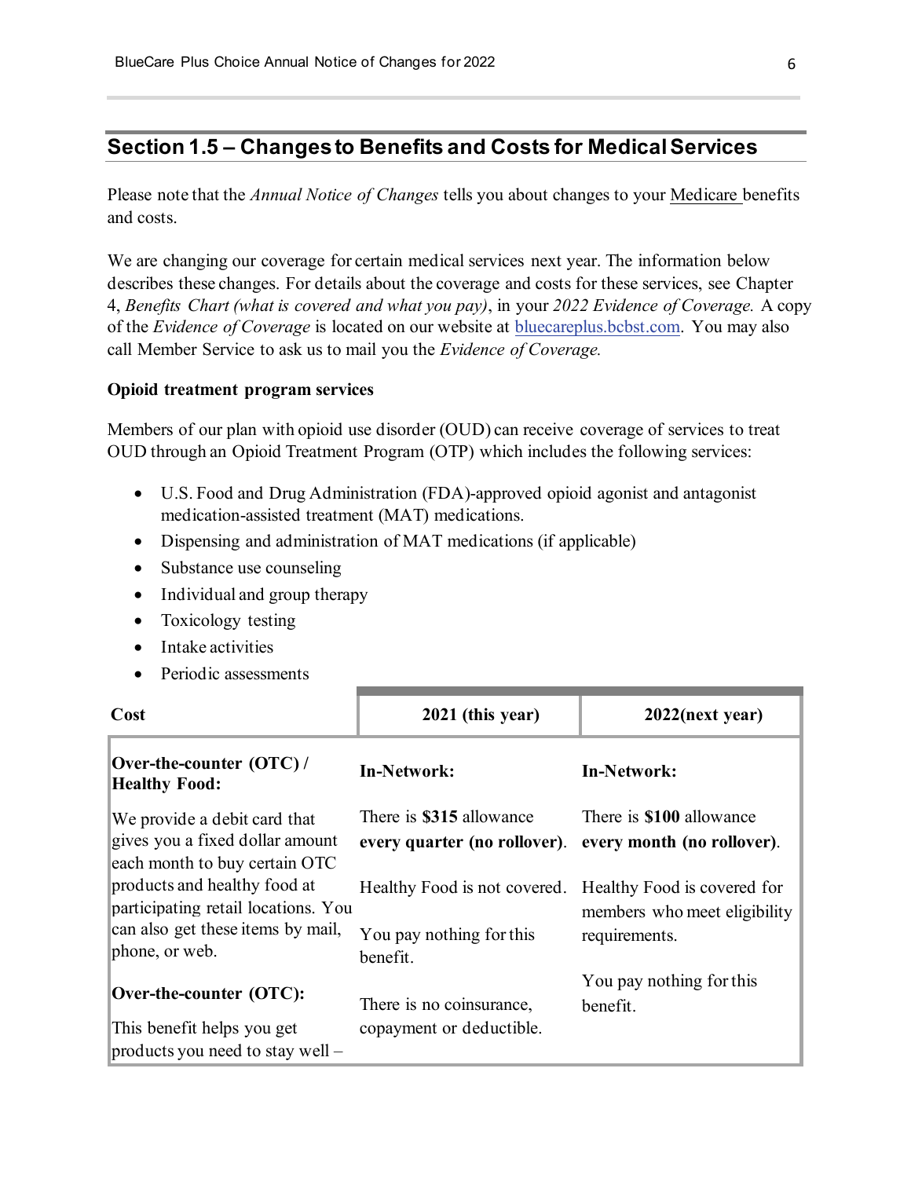## Section 1.5 – Changes to Benefits and Costs for Medical Services

Please note that the *Annual Notice of Changes* tells you about changes to your Medicare benefits and costs.

We are changing our coverage for certain medical services next year. The information below describes these changes. For details about the coverage and costs for these services, see Chapter 4, *Benefits Chart (what is covered and what you pay)*, in your *2022 Evidence of Coverage.* A copy of the *Evidence of Coverage* is located on our website at bluecareplus.bcbst.com. You may also call Member Service to ask us to mail you the *Evidence of Coverage.*

**Opioid treatment program services**

Members of our plan with opioid use disorder (OUD) can receive coverage of services to treat OUD through an Opioid Treatment Program (OTP) which includes the following services:

- U.S. Food and Drug Administration (FDA)-approved opioid agonist and antagonist medication-assisted treatment (MAT) medications.
- Dispensing and administration of MAT medications (if applicable)
- Substance use counseling
- Individual and group therapy
- Toxicology testing
- Intake activities
- Periodic assessments

| Cost | 2021 (this year) | 2022(next year) |
|---|---|---|
| **Over-the-counter (OTC) / Healthy Food:**<br><br>We provide a debit card that gives you a fixed dollar amount each month to buy certain OTC products and healthy food at participating retail locations. You can also get these items by mail, phone, or web.<br><br>**Over-the-counter (OTC):**<br><br>This benefit helps you get products you need to stay well – | **In-Network:**<br><br>There is **$315** allowance **every quarter (no rollover)**.<br><br>Healthy Food is not covered.<br><br>You pay nothing for this benefit.<br><br>There is no coinsurance, copayment or deductible. | **In-Network:**<br><br>There is **$100** allowance **every month (no rollover)**.<br><br>Healthy Food is covered for members who meet eligibility requirements.<br><br>You pay nothing for this benefit. |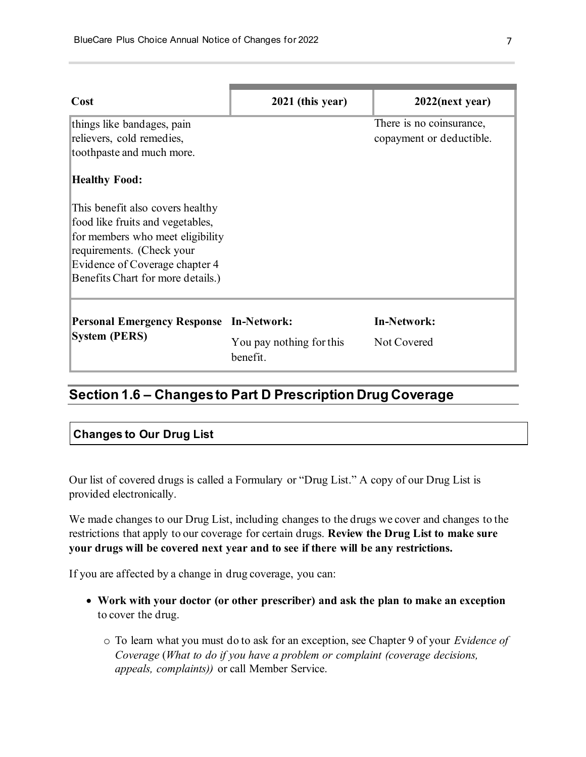| Cost | 2021 (this year) | 2022(next year) |
| --- | --- | --- |
| things like bandages, pain relievers, cold remedies, toothpaste and much more.<br><br>**Healthy Food:**<br><br>This benefit also covers healthy food like fruits and vegetables, for members who meet eligibility requirements. (Check your Evidence of Coverage chapter 4 Benefits Chart for more details.) | | There is no coinsurance, copayment or deductible. |
| **Personal Emergency Response System (PERS)** | **In-Network:**<br><br>You pay nothing for this benefit. | **In-Network:**<br><br>Not Covered |

## Section 1.6 – Changes to Part D Prescription Drug Coverage

### Changes to Our Drug List

Our list of covered drugs is called a Formulary or "Drug List." A copy of our Drug List is provided electronically.

We made changes to our Drug List, including changes to the drugs we cover and changes to the restrictions that apply to our coverage for certain drugs. **Review the Drug List to make sure your drugs will be covered next year and to see if there will be any restrictions.**

If you are affected by a change in drug coverage, you can:

- **Work with your doctor (or other prescriber) and ask the plan to make an exception** to cover the drug.
  - To learn what you must do to ask for an exception, see Chapter 9 of your *Evidence of Coverage* (*What to do if you have a problem or complaint (coverage decisions, appeals, complaints))* or call Member Service.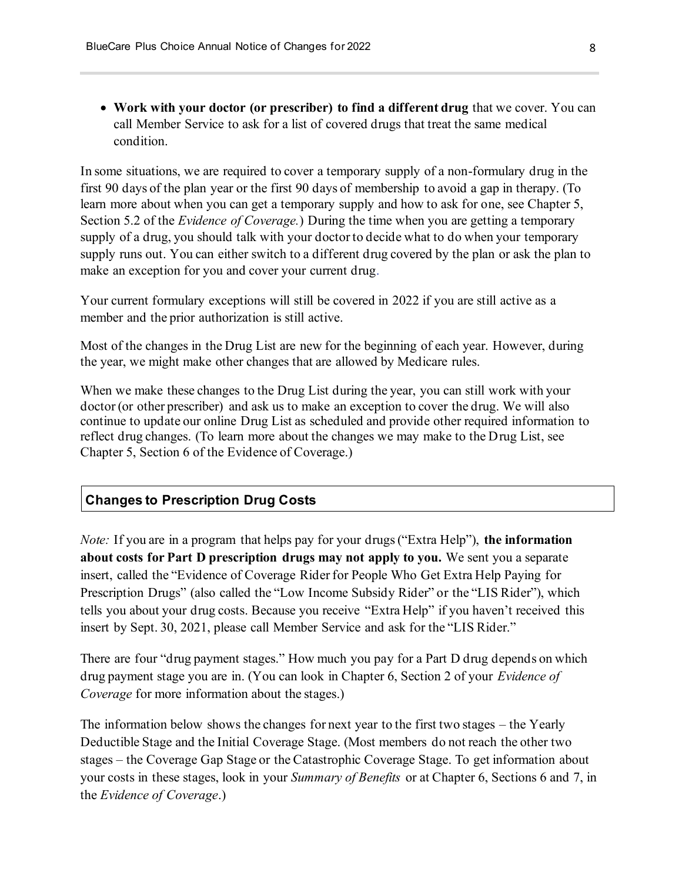- **Work with your doctor (or prescriber) to find a different drug** that we cover. You can call Member Service to ask for a list of covered drugs that treat the same medical condition.

In some situations, we are required to cover a temporary supply of a non-formulary drug in the first 90 days of the plan year or the first 90 days of membership to avoid a gap in therapy. (To learn more about when you can get a temporary supply and how to ask for one, see Chapter 5, Section 5.2 of the *Evidence of Coverage.*) During the time when you are getting a temporary supply of a drug, you should talk with your doctor to decide what to do when your temporary supply runs out. You can either switch to a different drug covered by the plan or ask the plan to make an exception for you and cover your current drug.

Your current formulary exceptions will still be covered in 2022 if you are still active as a member and the prior authorization is still active.

Most of the changes in the Drug List are new for the beginning of each year. However, during the year, we might make other changes that are allowed by Medicare rules.

When we make these changes to the Drug List during the year, you can still work with your doctor (or other prescriber) and ask us to make an exception to cover the drug. We will also continue to update our online Drug List as scheduled and provide other required information to reflect drug changes. (To learn more about the changes we may make to the Drug List, see Chapter 5, Section 6 of the Evidence of Coverage.)

### Changes to Prescription Drug Costs

*Note:* If you are in a program that helps pay for your drugs ("Extra Help"), **the information about costs for Part D prescription drugs may not apply to you.** We sent you a separate insert, called the "Evidence of Coverage Rider for People Who Get Extra Help Paying for Prescription Drugs" (also called the "Low Income Subsidy Rider" or the "LIS Rider"), which tells you about your drug costs. Because you receive "Extra Help" if you haven't received this insert by Sept. 30, 2021, please call Member Service and ask for the "LIS Rider."

There are four "drug payment stages." How much you pay for a Part D drug depends on which drug payment stage you are in. (You can look in Chapter 6, Section 2 of your *Evidence of Coverage* for more information about the stages.)

The information below shows the changes for next year to the first two stages – the Yearly Deductible Stage and the Initial Coverage Stage. (Most members do not reach the other two stages – the Coverage Gap Stage or the Catastrophic Coverage Stage. To get information about your costs in these stages, look in your *Summary of Benefits* or at Chapter 6, Sections 6 and 7, in the *Evidence of Coverage*.)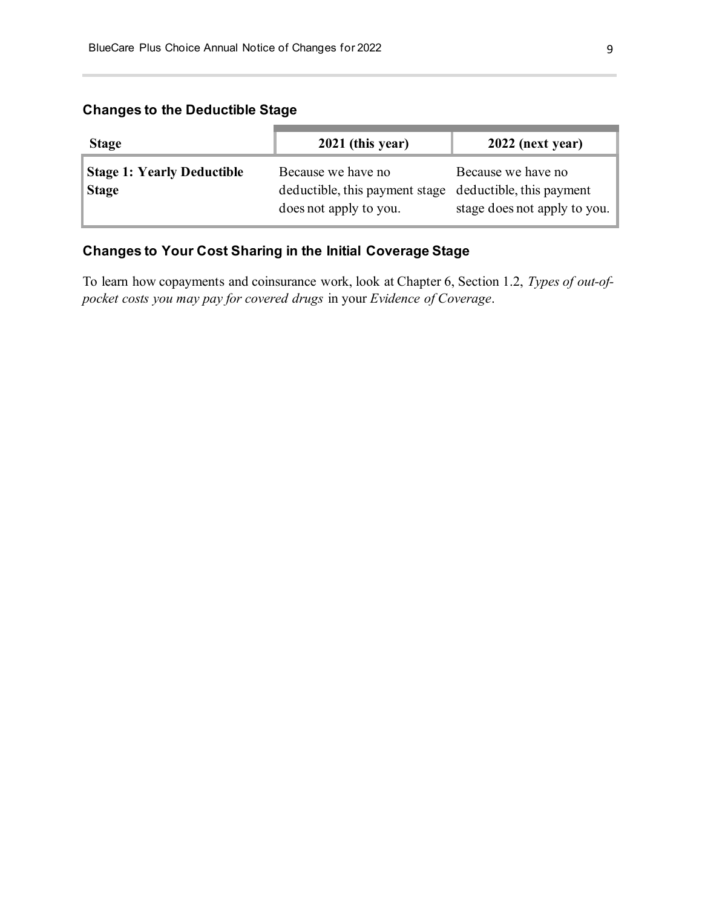### Changes to the Deductible Stage

| Stage | 2021 (this year) | 2022 (next year) |
|---|---|---|
| **Stage 1: Yearly Deductible Stage** | Because we have no deductible, this payment stage does not apply to you. | Because we have no deductible, this payment stage does not apply to you. |

### Changes to Your Cost Sharing in the Initial Coverage Stage

To learn how copayments and coinsurance work, look at Chapter 6, Section 1.2, *Types of out-of-pocket costs you may pay for covered drugs* in your *Evidence of Coverage*.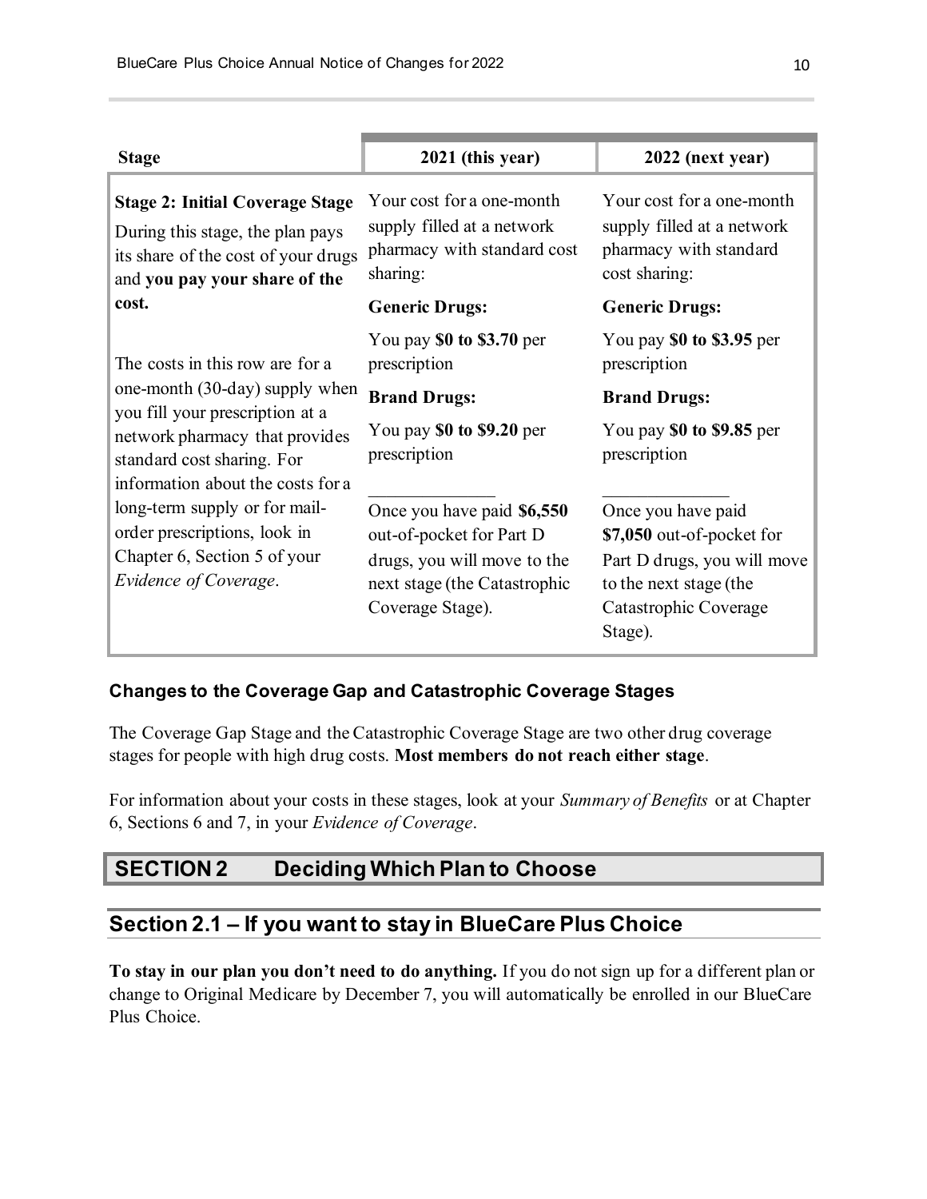| Stage | 2021 (this year) | 2022 (next year) |
| --- | --- | --- |
| **Stage 2: Initial Coverage Stage**<br>During this stage, the plan pays its share of the cost of your drugs and **you pay your share of the cost.**<br><br>The costs in this row are for a one-month (30-day) supply when you fill your prescription at a network pharmacy that provides standard cost sharing. For information about the costs for a long-term supply or for mail-order prescriptions, look in Chapter 6, Section 5 of your *Evidence of Coverage*. | Your cost for a one-month supply filled at a network pharmacy with standard cost sharing:<br>**Generic Drugs:**<br>You pay **$0 to $3.70** per prescription<br>**Brand Drugs:**<br>You pay **$0 to $9.20** per prescription<br>______________<br>Once you have paid **$6,550** out-of-pocket for Part D drugs, you will move to the next stage (the Catastrophic Coverage Stage). | Your cost for a one-month supply filled at a network pharmacy with standard cost sharing:<br>**Generic Drugs:**<br>You pay **$0 to $3.95** per prescription<br>**Brand Drugs:**<br>You pay **$0 to $9.85** per prescription<br>______________<br>Once you have paid **$7,050** out-of-pocket for Part D drugs, you will move to the next stage (the Catastrophic Coverage Stage). |

### Changes to the Coverage Gap and Catastrophic Coverage Stages

The Coverage Gap Stage and the Catastrophic Coverage Stage are two other drug coverage stages for people with high drug costs. **Most members do not reach either stage**.

For information about your costs in these stages, look at your *Summary of Benefits* or at Chapter 6, Sections 6 and 7, in your *Evidence of Coverage*.

# SECTION 2 Deciding Which Plan to Choose

## Section 2.1 – If you want to stay in BlueCare Plus Choice

**To stay in our plan you don't need to do anything.** If you do not sign up for a different plan or change to Original Medicare by December 7, you will automatically be enrolled in our BlueCare Plus Choice.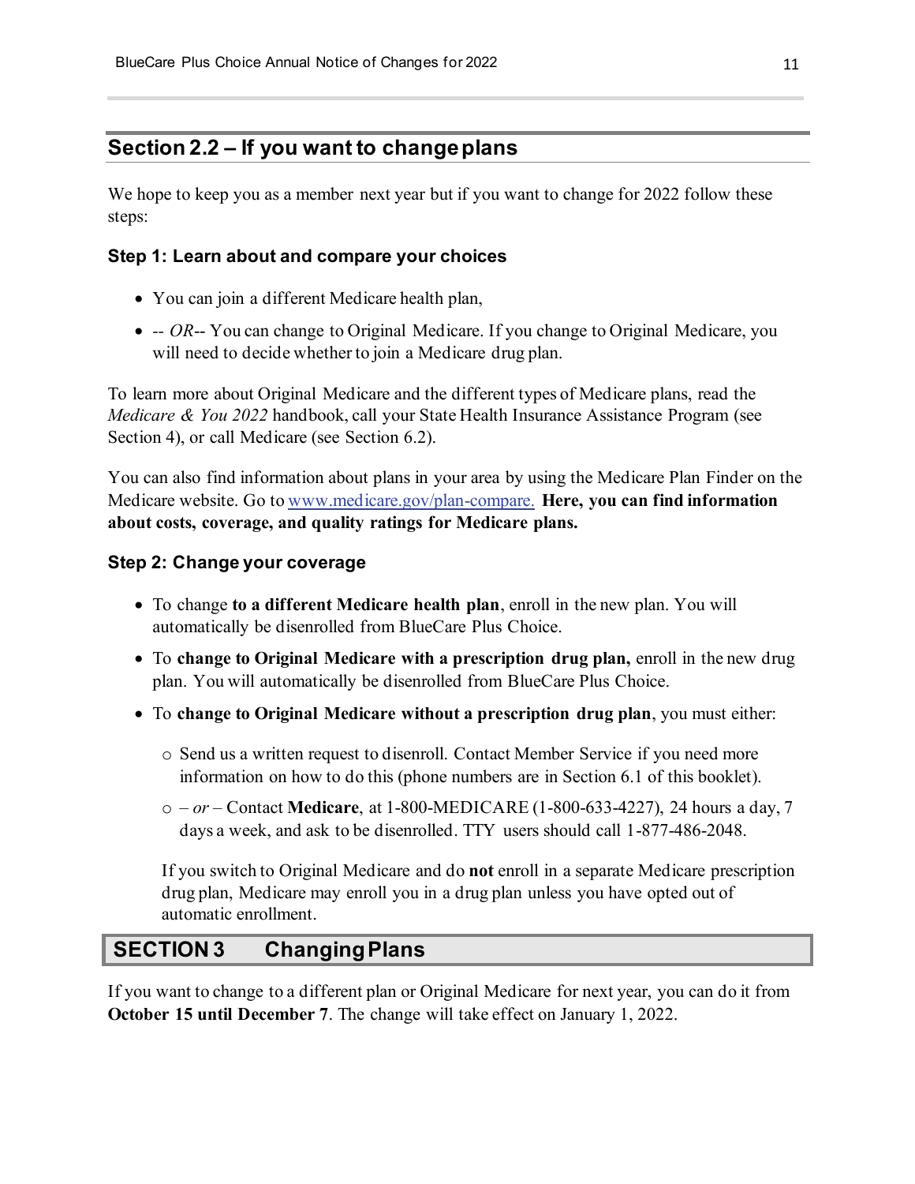### Section 2.2 – If you want to change plans

We hope to keep you as a member next year but if you want to change for 2022 follow these steps:

#### Step 1: Learn about and compare your choices

- You can join a different Medicare health plan,
- -- *OR*-- You can change to Original Medicare. If you change to Original Medicare, you will need to decide whether to join a Medicare drug plan.

To learn more about Original Medicare and the different types of Medicare plans, read the *Medicare & You 2022* handbook, call your State Health Insurance Assistance Program (see Section 4), or call Medicare (see Section 6.2).

You can also find information about plans in your area by using the Medicare Plan Finder on the Medicare website. Go to www.medicare.gov/plan-compare. **Here, you can find information about costs, coverage, and quality ratings for Medicare plans.**

#### Step 2: Change your coverage

- To change **to a different Medicare health plan**, enroll in the new plan. You will automatically be disenrolled from BlueCare Plus Choice.
- To **change to Original Medicare with a prescription drug plan,** enroll in the new drug plan. You will automatically be disenrolled from BlueCare Plus Choice.
- To **change to Original Medicare without a prescription drug plan**, you must either:
  - Send us a written request to disenroll. Contact Member Service if you need more information on how to do this (phone numbers are in Section 6.1 of this booklet).
  - *– or –* Contact **Medicare**, at 1-800-MEDICARE (1-800-633-4227), 24 hours a day, 7 days a week, and ask to be disenrolled. TTY users should call 1-877-486-2048.

  If you switch to Original Medicare and do **not** enroll in a separate Medicare prescription drug plan, Medicare may enroll you in a drug plan unless you have opted out of automatic enrollment.

## SECTION 3 Changing Plans

If you want to change to a different plan or Original Medicare for next year, you can do it from **October 15 until December 7**. The change will take effect on January 1, 2022.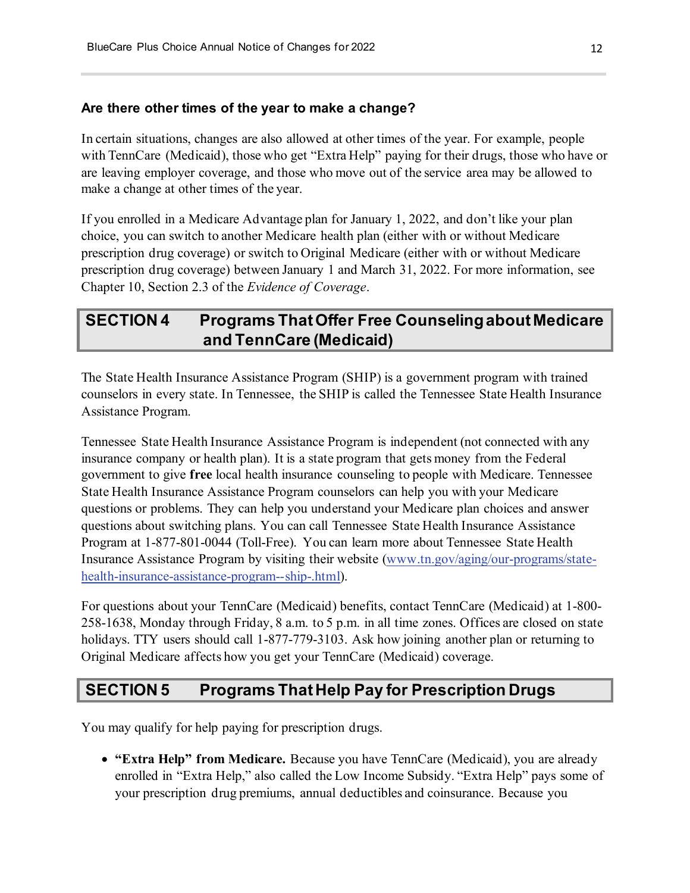### Are there other times of the year to make a change?

In certain situations, changes are also allowed at other times of the year. For example, people with TennCare (Medicaid), those who get "Extra Help" paying for their drugs, those who have or are leaving employer coverage, and those who move out of the service area may be allowed to make a change at other times of the year.

If you enrolled in a Medicare Advantage plan for January 1, 2022, and don't like your plan choice, you can switch to another Medicare health plan (either with or without Medicare prescription drug coverage) or switch to Original Medicare (either with or without Medicare prescription drug coverage) between January 1 and March 31, 2022. For more information, see Chapter 10, Section 2.3 of the *Evidence of Coverage*.

## SECTION 4 Programs That Offer Free Counseling about Medicare and TennCare (Medicaid)

The State Health Insurance Assistance Program (SHIP) is a government program with trained counselors in every state. In Tennessee, the SHIP is called the Tennessee State Health Insurance Assistance Program.

Tennessee State Health Insurance Assistance Program is independent (not connected with any insurance company or health plan). It is a state program that gets money from the Federal government to give **free** local health insurance counseling to people with Medicare. Tennessee State Health Insurance Assistance Program counselors can help you with your Medicare questions or problems. They can help you understand your Medicare plan choices and answer questions about switching plans. You can call Tennessee State Health Insurance Assistance Program at 1-877-801-0044 (Toll-Free). You can learn more about Tennessee State Health Insurance Assistance Program by visiting their website (www.tn.gov/aging/our-programs/state-health-insurance-assistance-program--ship-.html).

For questions about your TennCare (Medicaid) benefits, contact TennCare (Medicaid) at 1-800-258-1638, Monday through Friday, 8 a.m. to 5 p.m. in all time zones. Offices are closed on state holidays. TTY users should call 1-877-779-3103. Ask how joining another plan or returning to Original Medicare affects how you get your TennCare (Medicaid) coverage.

## SECTION 5 Programs That Help Pay for Prescription Drugs

You may qualify for help paying for prescription drugs.

- **"Extra Help" from Medicare.** Because you have TennCare (Medicaid), you are already enrolled in "Extra Help," also called the Low Income Subsidy. "Extra Help" pays some of your prescription drug premiums, annual deductibles and coinsurance. Because you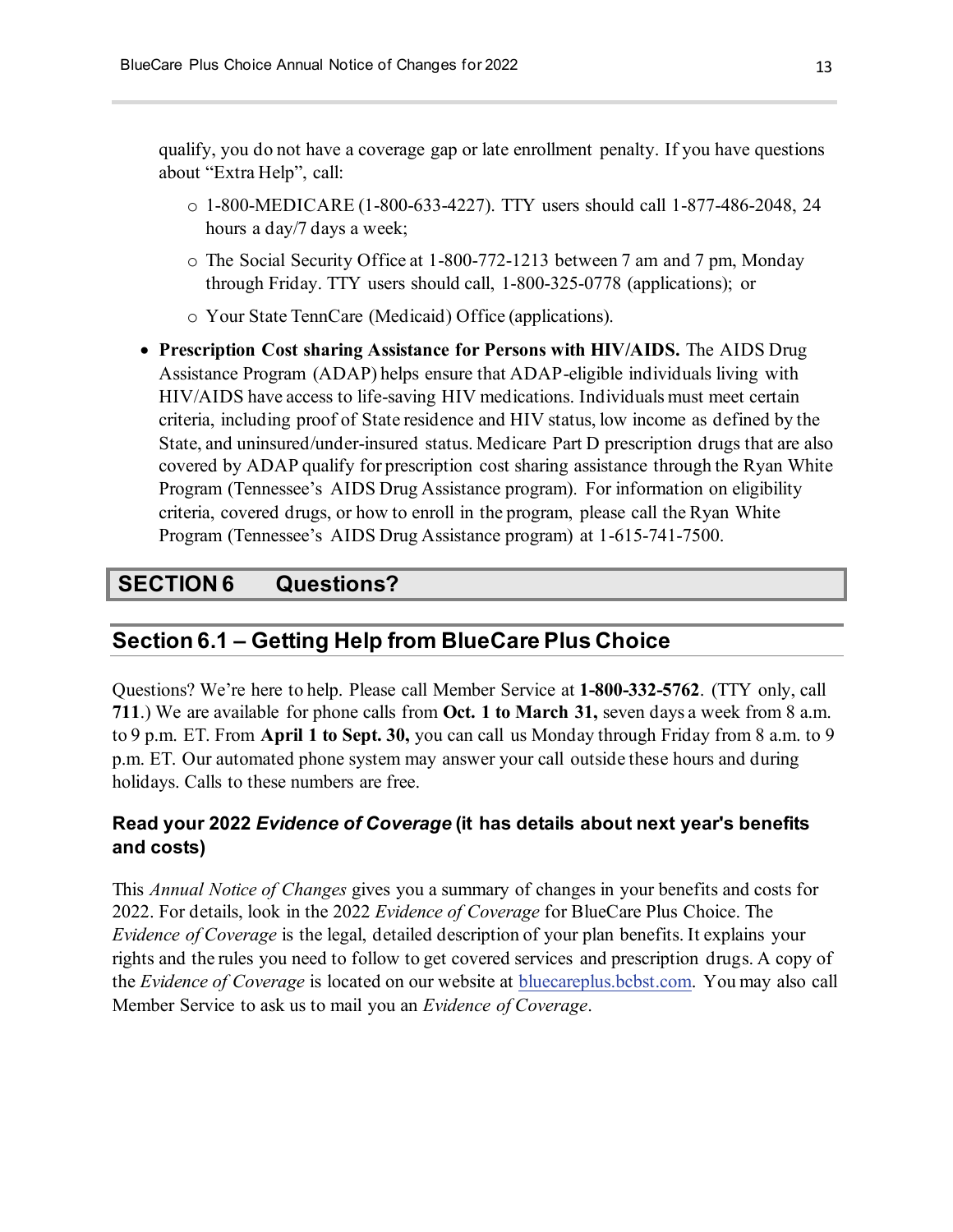qualify, you do not have a coverage gap or late enrollment penalty. If you have questions about "Extra Help", call:

  - 1-800-MEDICARE (1-800-633-4227). TTY users should call 1-877-486-2048, 24 hours a day/7 days a week;
  - The Social Security Office at 1-800-772-1213 between 7 am and 7 pm, Monday through Friday. TTY users should call, 1-800-325-0778 (applications); or
  - Your State TennCare (Medicaid) Office (applications).

- **Prescription Cost sharing Assistance for Persons with HIV/AIDS.** The AIDS Drug Assistance Program (ADAP) helps ensure that ADAP-eligible individuals living with HIV/AIDS have access to life-saving HIV medications. Individuals must meet certain criteria, including proof of State residence and HIV status, low income as defined by the State, and uninsured/under-insured status. Medicare Part D prescription drugs that are also covered by ADAP qualify for prescription cost sharing assistance through the Ryan White Program (Tennessee's AIDS Drug Assistance program). For information on eligibility criteria, covered drugs, or how to enroll in the program, please call the Ryan White Program (Tennessee's AIDS Drug Assistance program) at 1-615-741-7500.

# SECTION 6 Questions?

## Section 6.1 – Getting Help from BlueCare Plus Choice

Questions? We're here to help. Please call Member Service at **1-800-332-5762**. (TTY only, call **711**.) We are available for phone calls from **Oct. 1 to March 31,** seven days a week from 8 a.m. to 9 p.m. ET. From **April 1 to Sept. 30,** you can call us Monday through Friday from 8 a.m. to 9 p.m. ET. Our automated phone system may answer your call outside these hours and during holidays. Calls to these numbers are free.

### Read your 2022 *Evidence of Coverage* (it has details about next year's benefits and costs)

This *Annual Notice of Changes* gives you a summary of changes in your benefits and costs for 2022. For details, look in the 2022 *Evidence of Coverage* for BlueCare Plus Choice. The *Evidence of Coverage* is the legal, detailed description of your plan benefits. It explains your rights and the rules you need to follow to get covered services and prescription drugs. A copy of the *Evidence of Coverage* is located on our website at bluecareplus.bcbst.com. You may also call Member Service to ask us to mail you an *Evidence of Coverage*.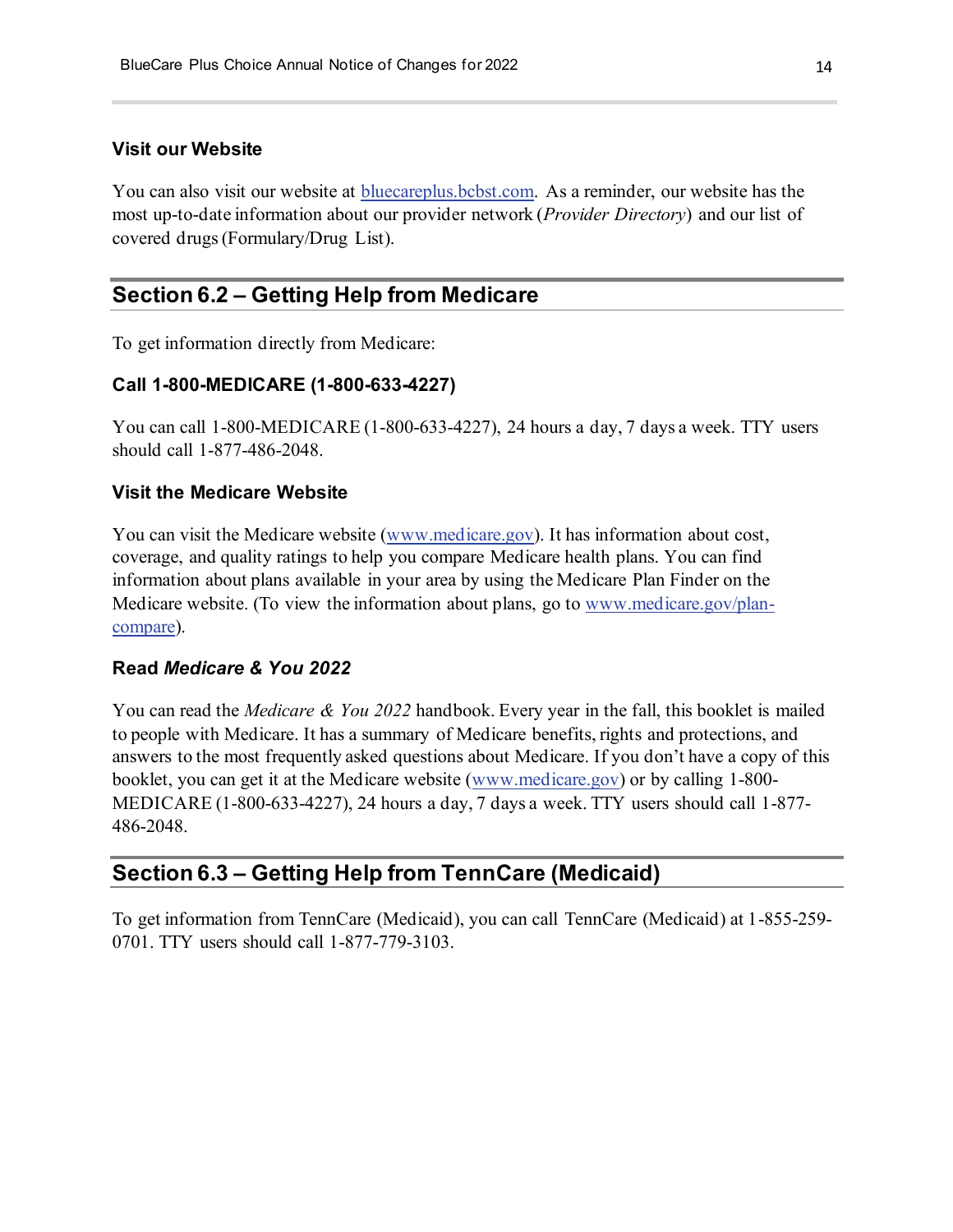### Visit our Website

You can also visit our website at bluecareplus.bcbst.com. As a reminder, our website has the most up-to-date information about our provider network (*Provider Directory*) and our list of covered drugs (Formulary/Drug List).

## Section 6.2 – Getting Help from Medicare

To get information directly from Medicare:

### Call 1-800-MEDICARE (1-800-633-4227)

You can call 1-800-MEDICARE (1-800-633-4227), 24 hours a day, 7 days a week. TTY users should call 1-877-486-2048.

### Visit the Medicare Website

You can visit the Medicare website (www.medicare.gov). It has information about cost, coverage, and quality ratings to help you compare Medicare health plans. You can find information about plans available in your area by using the Medicare Plan Finder on the Medicare website. (To view the information about plans, go to www.medicare.gov/plan-compare).

### Read *Medicare & You 2022*

You can read the *Medicare & You 2022* handbook. Every year in the fall, this booklet is mailed to people with Medicare. It has a summary of Medicare benefits, rights and protections, and answers to the most frequently asked questions about Medicare. If you don't have a copy of this booklet, you can get it at the Medicare website (www.medicare.gov) or by calling 1-800-MEDICARE (1-800-633-4227), 24 hours a day, 7 days a week. TTY users should call 1-877-486-2048.

## Section 6.3 – Getting Help from TennCare (Medicaid)

To get information from TennCare (Medicaid), you can call TennCare (Medicaid) at 1-855-259-0701. TTY users should call 1-877-779-3103.